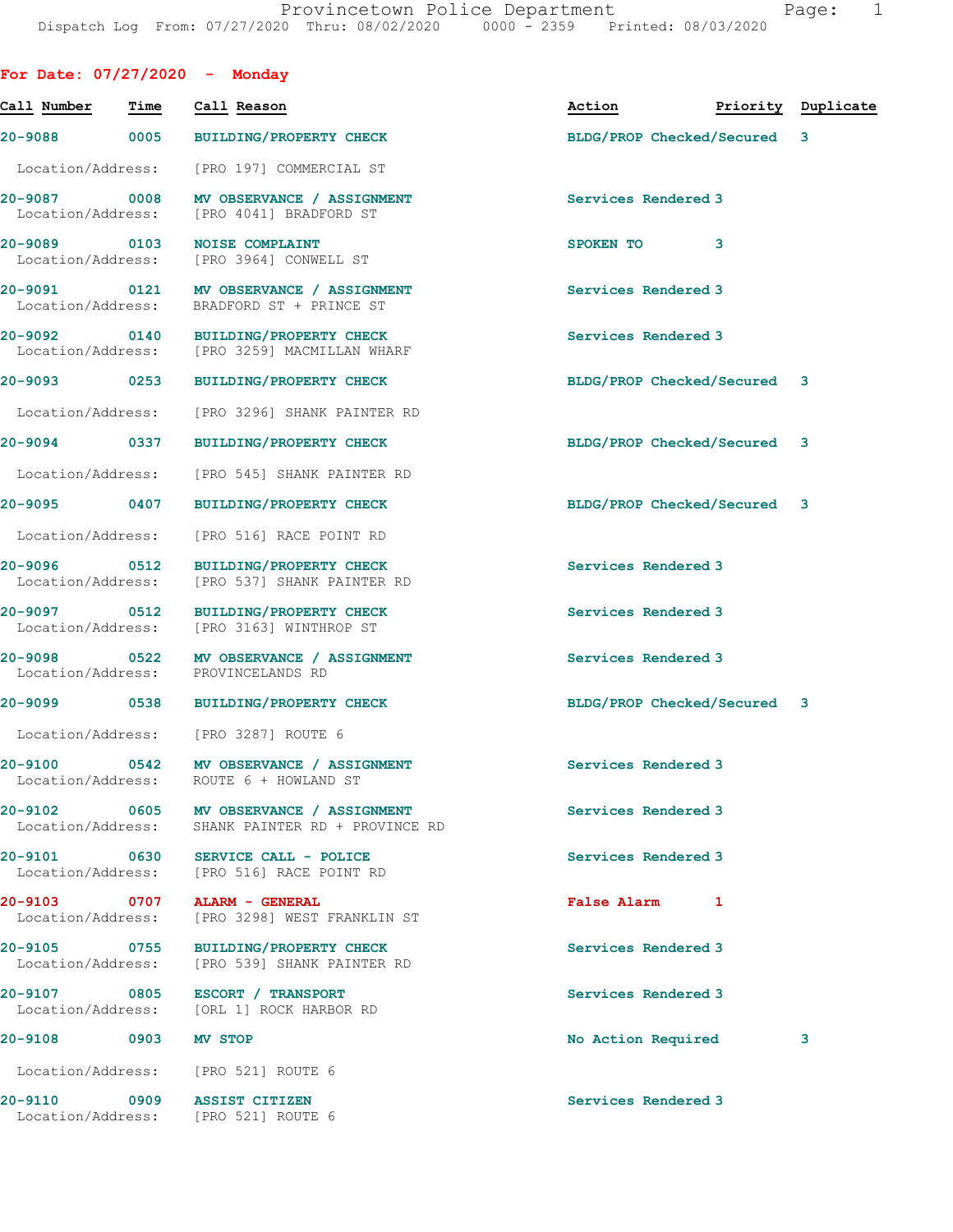Provincetown Police Department
Dispatch Log From: 07/27/2020 Thru: 08/02/2020 0000 - 2359 Printed: 08/03/2020

## For Date: 07/27/2020 - Monday

| Call Number | Time | Call Reason | Action | Priority | Duplicate |
|---|---|---|---|---|---|
| 20-9088 | 0005 | BUILDING/PROPERTY CHECK<br>Location/Address: [PRO 197] COMMERCIAL ST | BLDG/PROP Checked/Secured | 3 | |
| 20-9087 | 0008 | MV OBSERVANCE / ASSIGNMENT<br>Location/Address: [PRO 4041] BRADFORD ST | Services Rendered | 3 | |
| 20-9089 | 0103 | NOISE COMPLAINT<br>Location/Address: [PRO 3964] CONWELL ST | SPOKEN TO | 3 | |
| 20-9091 | 0121 | MV OBSERVANCE / ASSIGNMENT<br>Location/Address: BRADFORD ST + PRINCE ST | Services Rendered | 3 | |
| 20-9092 | 0140 | BUILDING/PROPERTY CHECK<br>Location/Address: [PRO 3259] MACMILLAN WHARF | Services Rendered | 3 | |
| 20-9093 | 0253 | BUILDING/PROPERTY CHECK<br>Location/Address: [PRO 3296] SHANK PAINTER RD | BLDG/PROP Checked/Secured | 3 | |
| 20-9094 | 0337 | BUILDING/PROPERTY CHECK<br>Location/Address: [PRO 545] SHANK PAINTER RD | BLDG/PROP Checked/Secured | 3 | |
| 20-9095 | 0407 | BUILDING/PROPERTY CHECK<br>Location/Address: [PRO 516] RACE POINT RD | BLDG/PROP Checked/Secured | 3 | |
| 20-9096 | 0512 | BUILDING/PROPERTY CHECK<br>Location/Address: [PRO 537] SHANK PAINTER RD | Services Rendered | 3 | |
| 20-9097 | 0512 | BUILDING/PROPERTY CHECK<br>Location/Address: [PRO 3163] WINTHROP ST | Services Rendered | 3 | |
| 20-9098 | 0522 | MV OBSERVANCE / ASSIGNMENT<br>Location/Address: PROVINCELANDS RD | Services Rendered | 3 | |
| 20-9099 | 0538 | BUILDING/PROPERTY CHECK<br>Location/Address: [PRO 3287] ROUTE 6 | BLDG/PROP Checked/Secured | 3 | |
| 20-9100 | 0542 | MV OBSERVANCE / ASSIGNMENT<br>Location/Address: ROUTE 6 + HOWLAND ST | Services Rendered | 3 | |
| 20-9102 | 0605 | MV OBSERVANCE / ASSIGNMENT<br>Location/Address: SHANK PAINTER RD + PROVINCE RD | Services Rendered | 3 | |
| 20-9101 | 0630 | SERVICE CALL - POLICE<br>Location/Address: [PRO 516] RACE POINT RD | Services Rendered | 3 | |
| 20-9103 | 0707 | ALARM - GENERAL<br>Location/Address: [PRO 3298] WEST FRANKLIN ST | False Alarm | 1 | |
| 20-9105 | 0755 | BUILDING/PROPERTY CHECK<br>Location/Address: [PRO 539] SHANK PAINTER RD | Services Rendered | 3 | |
| 20-9107 | 0805 | ESCORT / TRANSPORT<br>Location/Address: [ORL 1] ROCK HARBOR RD | Services Rendered | 3 | |
| 20-9108 | 0903 | MV STOP<br>Location/Address: [PRO 521] ROUTE 6 | No Action Required | 3 | |
| 20-9110 | 0909 | ASSIST CITIZEN<br>Location/Address: [PRO 521] ROUTE 6 | Services Rendered | 3 | |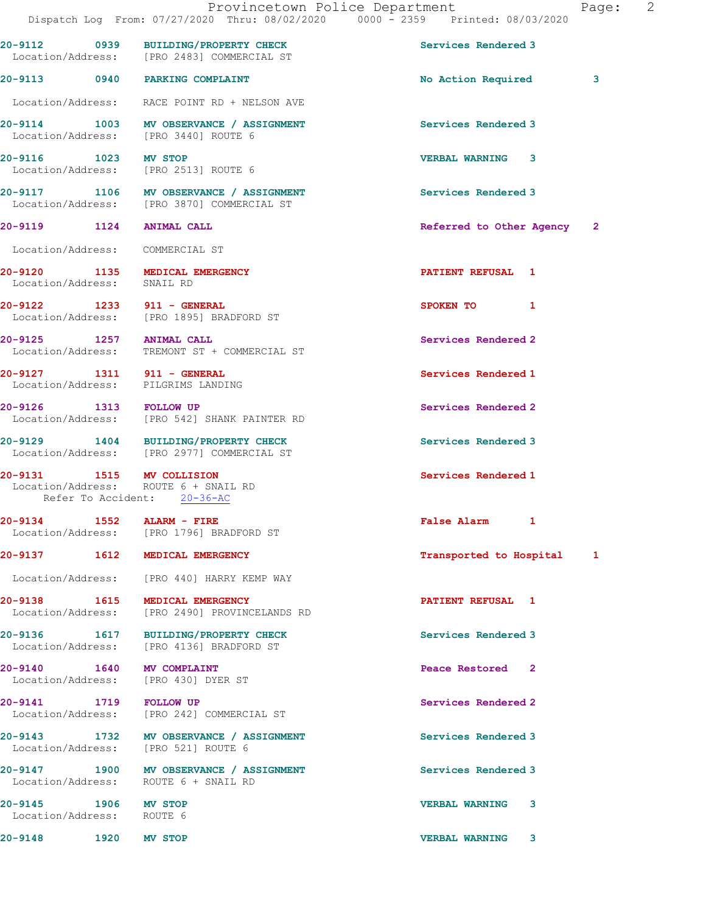20-9112 0939 BUILDING/PROPERTY CHECK Services Rendered 3
Location/Address: [PRO 2483] COMMERCIAL ST

20-9113 0940 PARKING COMPLAINT No Action Required 3
Location/Address: RACE POINT RD + NELSON AVE

20-9114 1003 MV OBSERVANCE / ASSIGNMENT Services Rendered 3
Location/Address: [PRO 3440] ROUTE 6

20-9116 1023 MV STOP VERBAL WARNING 3
Location/Address: [PRO 2513] ROUTE 6

20-9117 1106 MV OBSERVANCE / ASSIGNMENT Services Rendered 3
Location/Address: [PRO 3870] COMMERCIAL ST

20-9119 1124 ANIMAL CALL Referred to Other Agency 2
Location/Address: COMMERCIAL ST

20-9120 1135 MEDICAL EMERGENCY PATIENT REFUSAL 1
Location/Address: SNAIL RD

20-9122 1233 911 - GENERAL SPOKEN TO 1
Location/Address: [PRO 1895] BRADFORD ST

20-9125 1257 ANIMAL CALL Services Rendered 2
Location/Address: TREMONT ST + COMMERCIAL ST

20-9127 1311 911 - GENERAL Services Rendered 1
Location/Address: PILGRIMS LANDING

20-9126 1313 FOLLOW UP Services Rendered 2
Location/Address: [PRO 542] SHANK PAINTER RD

20-9129 1404 BUILDING/PROPERTY CHECK Services Rendered 3
Location/Address: [PRO 2977] COMMERCIAL ST

20-9131 1515 MV COLLISION Services Rendered 1
Location/Address: ROUTE 6 + SNAIL RD
Refer To Accident: 20-36-AC

20-9134 1552 ALARM - FIRE False Alarm 1
Location/Address: [PRO 1796] BRADFORD ST

20-9137 1612 MEDICAL EMERGENCY Transported to Hospital 1
Location/Address: [PRO 440] HARRY KEMP WAY

20-9138 1615 MEDICAL EMERGENCY PATIENT REFUSAL 1
Location/Address: [PRO 2490] PROVINCELANDS RD

20-9136 1617 BUILDING/PROPERTY CHECK Services Rendered 3
Location/Address: [PRO 4136] BRADFORD ST

20-9140 1640 MV COMPLAINT Peace Restored 2
Location/Address: [PRO 430] DYER ST

20-9141 1719 FOLLOW UP Services Rendered 2
Location/Address: [PRO 242] COMMERCIAL ST

20-9143 1732 MV OBSERVANCE / ASSIGNMENT Services Rendered 3
Location/Address: [PRO 521] ROUTE 6

20-9147 1900 MV OBSERVANCE / ASSIGNMENT Services Rendered 3
Location/Address: ROUTE 6 + SNAIL RD

20-9145 1906 MV STOP VERBAL WARNING 3
Location/Address: ROUTE 6

20-9148 1920 MV STOP VERBAL WARNING 3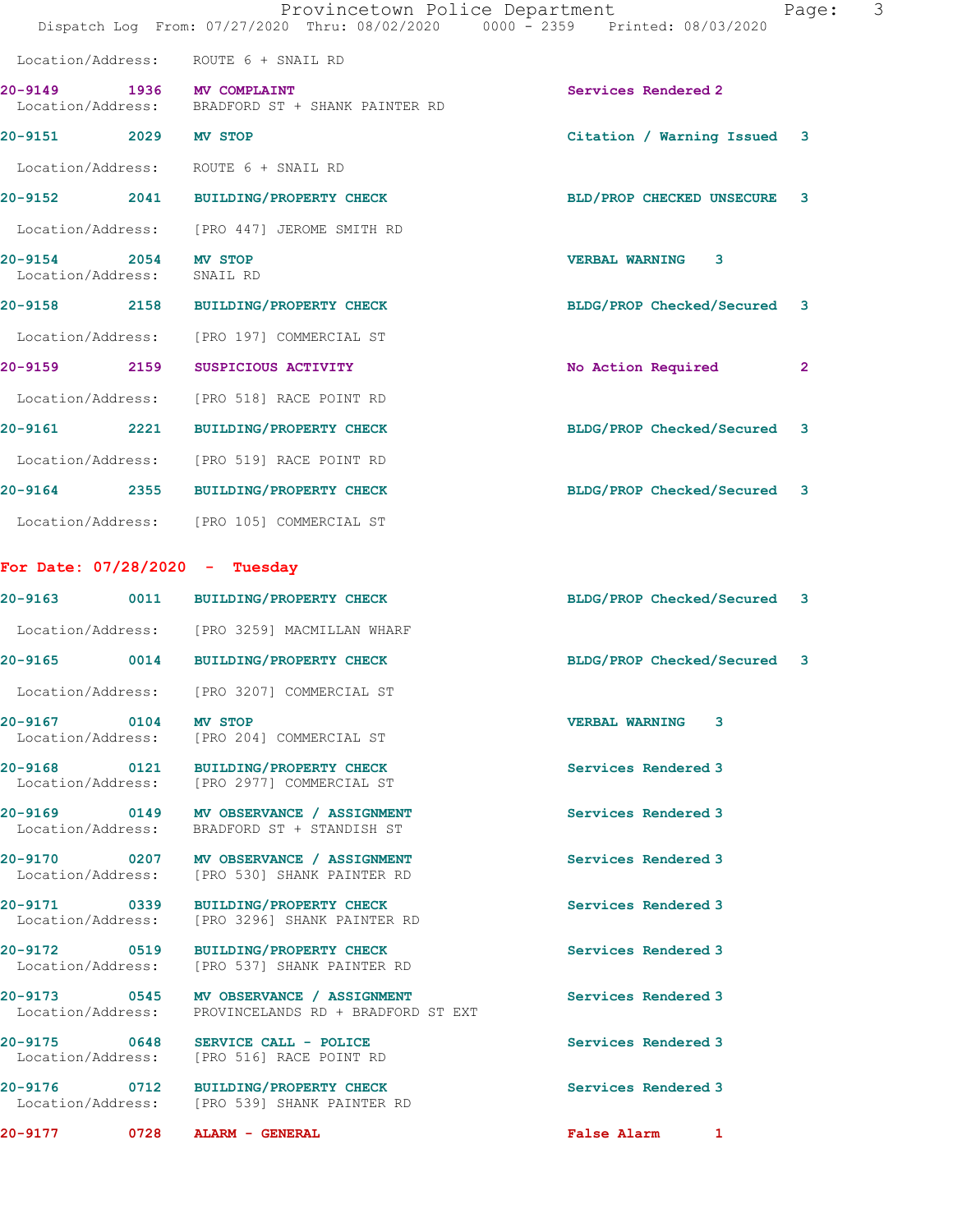Location/Address: ROUTE 6 + SNAIL RD

**20-9149 1936 MV COMPLAINT** Services Rendered 2
Location/Address: BRADFORD ST + SHANK PAINTER RD

**20-9151 2029 MV STOP** Citation / Warning Issued 3
Location/Address: ROUTE 6 + SNAIL RD

**20-9152 2041 BUILDING/PROPERTY CHECK** BLD/PROP CHECKED UNSECURE 3
Location/Address: [PRO 447] JEROME SMITH RD

**20-9154 2054 MV STOP** VERBAL WARNING 3
Location/Address: SNAIL RD

**20-9158 2158 BUILDING/PROPERTY CHECK** BLDG/PROP Checked/Secured 3
Location/Address: [PRO 197] COMMERCIAL ST

**20-9159 2159 SUSPICIOUS ACTIVITY** No Action Required 2
Location/Address: [PRO 518] RACE POINT RD

**20-9161 2221 BUILDING/PROPERTY CHECK** BLDG/PROP Checked/Secured 3
Location/Address: [PRO 519] RACE POINT RD

**20-9164 2355 BUILDING/PROPERTY CHECK** BLDG/PROP Checked/Secured 3
Location/Address: [PRO 105] COMMERCIAL ST

## For Date: 07/28/2020 - Tuesday

**20-9163 0011 BUILDING/PROPERTY CHECK** BLDG/PROP Checked/Secured 3
Location/Address: [PRO 3259] MACMILLAN WHARF

**20-9165 0014 BUILDING/PROPERTY CHECK** BLDG/PROP Checked/Secured 3
Location/Address: [PRO 3207] COMMERCIAL ST

**20-9167 0104 MV STOP** VERBAL WARNING 3
Location/Address: [PRO 204] COMMERCIAL ST

**20-9168 0121 BUILDING/PROPERTY CHECK** Services Rendered 3
Location/Address: [PRO 2977] COMMERCIAL ST

**20-9169 0149 MV OBSERVANCE / ASSIGNMENT** Services Rendered 3
Location/Address: BRADFORD ST + STANDISH ST

**20-9170 0207 MV OBSERVANCE / ASSIGNMENT** Services Rendered 3
Location/Address: [PRO 530] SHANK PAINTER RD

**20-9171 0339 BUILDING/PROPERTY CHECK** Services Rendered 3
Location/Address: [PRO 3296] SHANK PAINTER RD

**20-9172 0519 BUILDING/PROPERTY CHECK** Services Rendered 3
Location/Address: [PRO 537] SHANK PAINTER RD

**20-9173 0545 MV OBSERVANCE / ASSIGNMENT** Services Rendered 3
Location/Address: PROVINCELANDS RD + BRADFORD ST EXT

**20-9175 0648 SERVICE CALL - POLICE** Services Rendered 3
Location/Address: [PRO 516] RACE POINT RD

**20-9176 0712 BUILDING/PROPERTY CHECK** Services Rendered 3
Location/Address: [PRO 539] SHANK PAINTER RD

**20-9177 0728 ALARM - GENERAL** False Alarm 1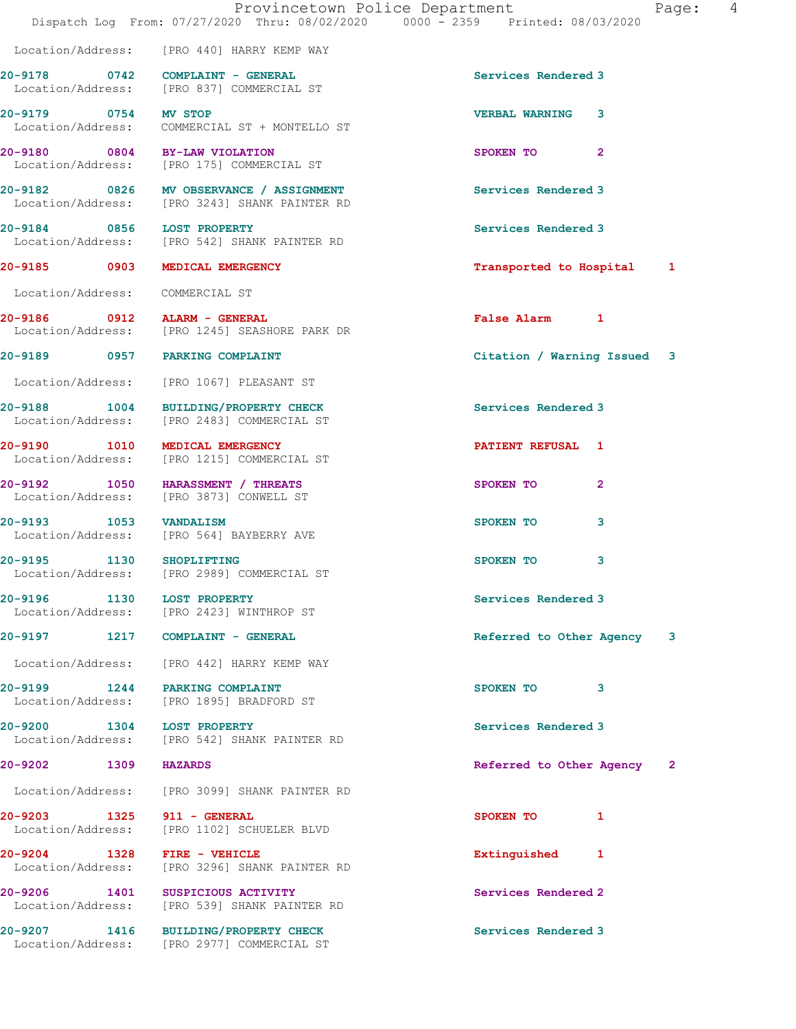Location/Address: [PRO 440] HARRY KEMP WAY

| Call # | Time | Call Type | Disposition | Priority |
|---|---|---|---|---|
| 20-9178 | 0742 | COMPLAINT - GENERAL | Services Rendered | 3 |
| | | Location/Address: [PRO 837] COMMERCIAL ST | | |
| 20-9179 | 0754 | MV STOP | VERBAL WARNING | 3 |
| | | Location/Address: COMMERCIAL ST + MONTELLO ST | | |
| 20-9180 | 0804 | BY-LAW VIOLATION | SPOKEN TO | 2 |
| | | Location/Address: [PRO 175] COMMERCIAL ST | | |
| 20-9182 | 0826 | MV OBSERVANCE / ASSIGNMENT | Services Rendered | 3 |
| | | Location/Address: [PRO 3243] SHANK PAINTER RD | | |
| 20-9184 | 0856 | LOST PROPERTY | Services Rendered | 3 |
| | | Location/Address: [PRO 542] SHANK PAINTER RD | | |
| 20-9185 | 0903 | MEDICAL EMERGENCY | Transported to Hospital | 1 |
| | | Location/Address: COMMERCIAL ST | | |
| 20-9186 | 0912 | ALARM - GENERAL | False Alarm | 1 |
| | | Location/Address: [PRO 1245] SEASHORE PARK DR | | |
| 20-9189 | 0957 | PARKING COMPLAINT | Citation / Warning Issued | 3 |
| | | Location/Address: [PRO 1067] PLEASANT ST | | |
| 20-9188 | 1004 | BUILDING/PROPERTY CHECK | Services Rendered | 3 |
| | | Location/Address: [PRO 2483] COMMERCIAL ST | | |
| 20-9190 | 1010 | MEDICAL EMERGENCY | PATIENT REFUSAL | 1 |
| | | Location/Address: [PRO 1215] COMMERCIAL ST | | |
| 20-9192 | 1050 | HARASSMENT / THREATS | SPOKEN TO | 2 |
| | | Location/Address: [PRO 3873] CONWELL ST | | |
| 20-9193 | 1053 | VANDALISM | SPOKEN TO | 3 |
| | | Location/Address: [PRO 564] BAYBERRY AVE | | |
| 20-9195 | 1130 | SHOPLIFTING | SPOKEN TO | 3 |
| | | Location/Address: [PRO 2989] COMMERCIAL ST | | |
| 20-9196 | 1130 | LOST PROPERTY | Services Rendered | 3 |
| | | Location/Address: [PRO 2423] WINTHROP ST | | |
| 20-9197 | 1217 | COMPLAINT - GENERAL | Referred to Other Agency | 3 |
| | | Location/Address: [PRO 442] HARRY KEMP WAY | | |
| 20-9199 | 1244 | PARKING COMPLAINT | SPOKEN TO | 3 |
| | | Location/Address: [PRO 1895] BRADFORD ST | | |
| 20-9200 | 1304 | LOST PROPERTY | Services Rendered | 3 |
| | | Location/Address: [PRO 542] SHANK PAINTER RD | | |
| 20-9202 | 1309 | HAZARDS | Referred to Other Agency | 2 |
| | | Location/Address: [PRO 3099] SHANK PAINTER RD | | |
| 20-9203 | 1325 | 911 - GENERAL | SPOKEN TO | 1 |
| | | Location/Address: [PRO 1102] SCHUELER BLVD | | |
| 20-9204 | 1328 | FIRE - VEHICLE | Extinguished | 1 |
| | | Location/Address: [PRO 3296] SHANK PAINTER RD | | |
| 20-9206 | 1401 | SUSPICIOUS ACTIVITY | Services Rendered | 2 |
| | | Location/Address: [PRO 539] SHANK PAINTER RD | | |
| 20-9207 | 1416 | BUILDING/PROPERTY CHECK | Services Rendered | 3 |
| | | Location/Address: [PRO 2977] COMMERCIAL ST | | |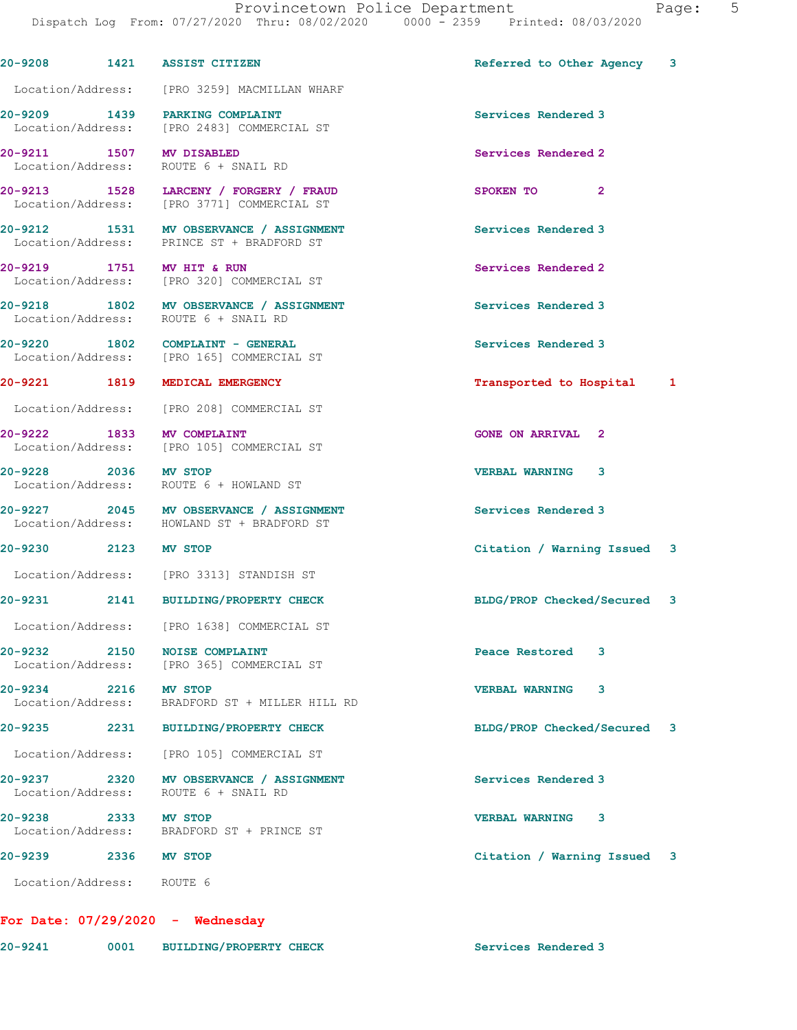20-9208 1421 ASSIST CITIZEN Referred to Other Agency 3

Location/Address: [PRO 3259] MACMILLAN WHARF

20-9209 1439 PARKING COMPLAINT Services Rendered 3
Location/Address: [PRO 2483] COMMERCIAL ST

20-9211 1507 MV DISABLED Services Rendered 2
Location/Address: ROUTE 6 + SNAIL RD

20-9213 1528 LARCENY / FORGERY / FRAUD SPOKEN TO 2
Location/Address: [PRO 3771] COMMERCIAL ST

20-9212 1531 MV OBSERVANCE / ASSIGNMENT Services Rendered 3
Location/Address: PRINCE ST + BRADFORD ST

20-9219 1751 MV HIT & RUN Services Rendered 2
Location/Address: [PRO 320] COMMERCIAL ST

20-9218 1802 MV OBSERVANCE / ASSIGNMENT Services Rendered 3
Location/Address: ROUTE 6 + SNAIL RD

20-9220 1802 COMPLAINT - GENERAL Services Rendered 3
Location/Address: [PRO 165] COMMERCIAL ST

20-9221 1819 MEDICAL EMERGENCY Transported to Hospital 1

Location/Address: [PRO 208] COMMERCIAL ST

20-9222 1833 MV COMPLAINT GONE ON ARRIVAL 2
Location/Address: [PRO 105] COMMERCIAL ST

20-9228 2036 MV STOP VERBAL WARNING 3
Location/Address: ROUTE 6 + HOWLAND ST

20-9227 2045 MV OBSERVANCE / ASSIGNMENT Services Rendered 3
Location/Address: HOWLAND ST + BRADFORD ST

20-9230 2123 MV STOP Citation / Warning Issued 3

Location/Address: [PRO 3313] STANDISH ST

20-9231 2141 BUILDING/PROPERTY CHECK BLDG/PROP Checked/Secured 3

Location/Address: [PRO 1638] COMMERCIAL ST

20-9232 2150 NOISE COMPLAINT Peace Restored 3
Location/Address: [PRO 365] COMMERCIAL ST

20-9234 2216 MV STOP VERBAL WARNING 3
Location/Address: BRADFORD ST + MILLER HILL RD

20-9235 2231 BUILDING/PROPERTY CHECK BLDG/PROP Checked/Secured 3

Location/Address: [PRO 105] COMMERCIAL ST

20-9237 2320 MV OBSERVANCE / ASSIGNMENT Services Rendered 3
Location/Address: ROUTE 6 + SNAIL RD

20-9238 2333 MV STOP VERBAL WARNING 3
Location/Address: BRADFORD ST + PRINCE ST

20-9239 2336 MV STOP Citation / Warning Issued 3

Location/Address: ROUTE 6

**For Date: 07/29/2020 - Wednesday**

20-9241 0001 BUILDING/PROPERTY CHECK Services Rendered 3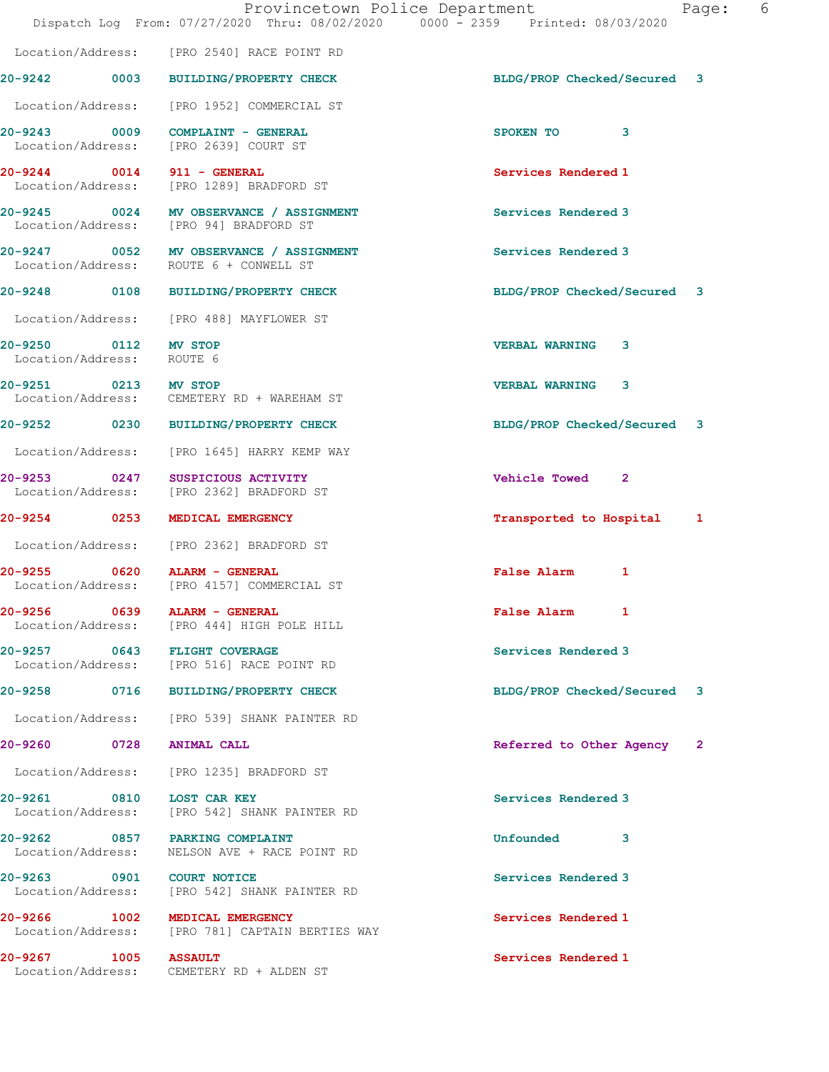Location/Address: [PRO 2540] RACE POINT RD

| Call # | Time | Call Type | Disposition | Priority |
|---|---|---|---|---|
| 20-9242 | 0003 | BUILDING/PROPERTY CHECK | BLDG/PROP Checked/Secured | 3 |
| | | Location/Address: [PRO 1952] COMMERCIAL ST | | |
| 20-9243 | 0009 | COMPLAINT - GENERAL | SPOKEN TO | 3 |
| | | Location/Address: [PRO 2639] COURT ST | | |
| 20-9244 | 0014 | 911 - GENERAL | Services Rendered | 1 |
| | | Location/Address: [PRO 1289] BRADFORD ST | | |
| 20-9245 | 0024 | MV OBSERVANCE / ASSIGNMENT | Services Rendered | 3 |
| | | Location/Address: [PRO 94] BRADFORD ST | | |
| 20-9247 | 0052 | MV OBSERVANCE / ASSIGNMENT | Services Rendered | 3 |
| | | Location/Address: ROUTE 6 + CONWELL ST | | |
| 20-9248 | 0108 | BUILDING/PROPERTY CHECK | BLDG/PROP Checked/Secured | 3 |
| | | Location/Address: [PRO 488] MAYFLOWER ST | | |
| 20-9250 | 0112 | MV STOP | VERBAL WARNING | 3 |
| | | Location/Address: ROUTE 6 | | |
| 20-9251 | 0213 | MV STOP | VERBAL WARNING | 3 |
| | | Location/Address: CEMETERY RD + WAREHAM ST | | |
| 20-9252 | 0230 | BUILDING/PROPERTY CHECK | BLDG/PROP Checked/Secured | 3 |
| | | Location/Address: [PRO 1645] HARRY KEMP WAY | | |
| 20-9253 | 0247 | SUSPICIOUS ACTIVITY | Vehicle Towed | 2 |
| | | Location/Address: [PRO 2362] BRADFORD ST | | |
| 20-9254 | 0253 | MEDICAL EMERGENCY | Transported to Hospital | 1 |
| | | Location/Address: [PRO 2362] BRADFORD ST | | |
| 20-9255 | 0620 | ALARM - GENERAL | False Alarm | 1 |
| | | Location/Address: [PRO 4157] COMMERCIAL ST | | |
| 20-9256 | 0639 | ALARM - GENERAL | False Alarm | 1 |
| | | Location/Address: [PRO 444] HIGH POLE HILL | | |
| 20-9257 | 0643 | FLIGHT COVERAGE | Services Rendered | 3 |
| | | Location/Address: [PRO 516] RACE POINT RD | | |
| 20-9258 | 0716 | BUILDING/PROPERTY CHECK | BLDG/PROP Checked/Secured | 3 |
| | | Location/Address: [PRO 539] SHANK PAINTER RD | | |
| 20-9260 | 0728 | ANIMAL CALL | Referred to Other Agency | 2 |
| | | Location/Address: [PRO 1235] BRADFORD ST | | |
| 20-9261 | 0810 | LOST CAR KEY | Services Rendered | 3 |
| | | Location/Address: [PRO 542] SHANK PAINTER RD | | |
| 20-9262 | 0857 | PARKING COMPLAINT | Unfounded | 3 |
| | | Location/Address: NELSON AVE + RACE POINT RD | | |
| 20-9263 | 0901 | COURT NOTICE | Services Rendered | 3 |
| | | Location/Address: [PRO 542] SHANK PAINTER RD | | |
| 20-9266 | 1002 | MEDICAL EMERGENCY | Services Rendered | 1 |
| | | Location/Address: [PRO 781] CAPTAIN BERTIES WAY | | |
| 20-9267 | 1005 | ASSAULT | Services Rendered | 1 |
| | | Location/Address: CEMETERY RD + ALDEN ST | | |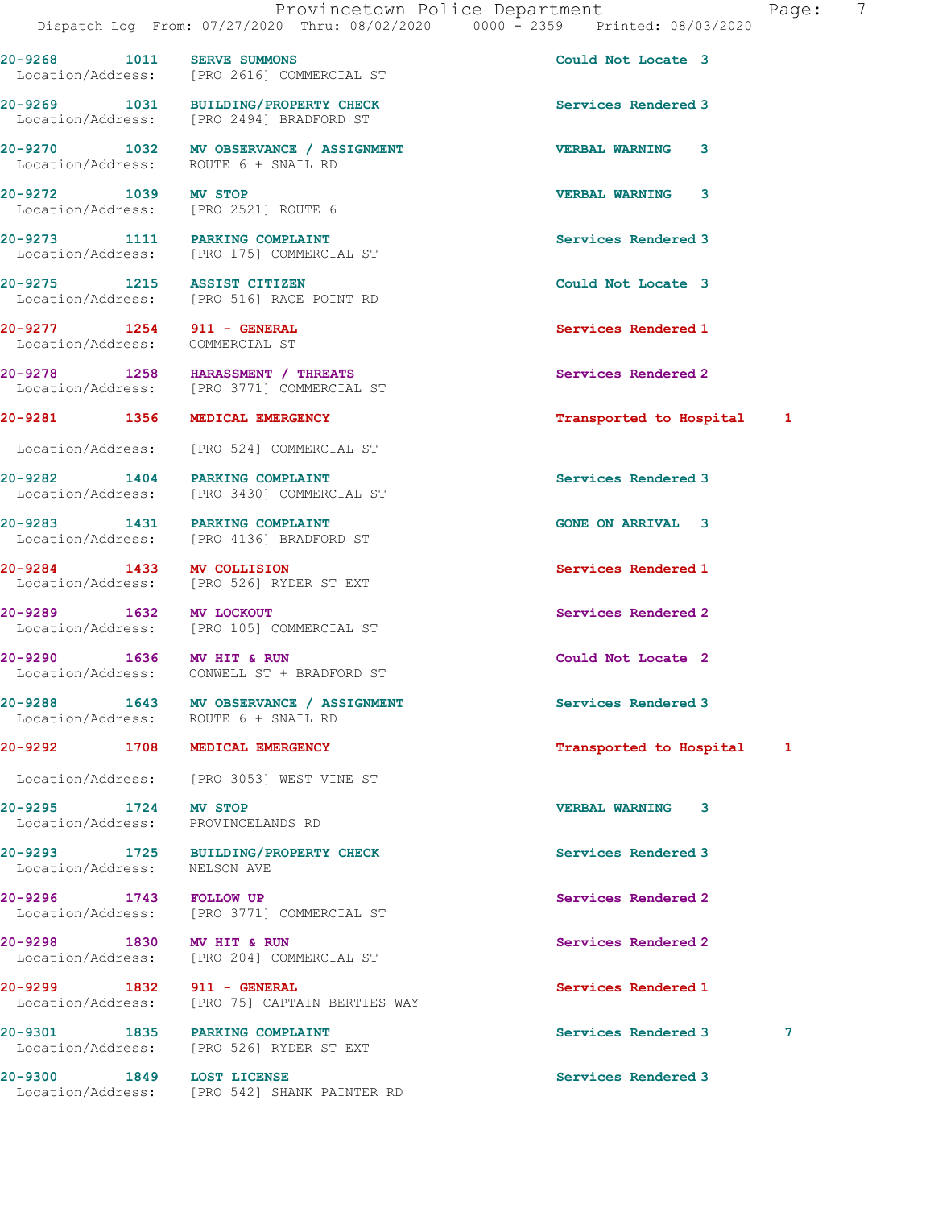| Call Number | Time | Call Reason | Action | Priority | |
|---|---|---|---|---|---|
| 20-9268 | 1011 | SERVE SUMMONS | Could Not Locate | 3 | |
| Location/Address: | | [PRO 2616] COMMERCIAL ST | | | |
| 20-9269 | 1031 | BUILDING/PROPERTY CHECK | Services Rendered | 3 | |
| Location/Address: | | [PRO 2494] BRADFORD ST | | | |
| 20-9270 | 1032 | MV OBSERVANCE / ASSIGNMENT | VERBAL WARNING | 3 | |
| Location/Address: | | ROUTE 6 + SNAIL RD | | | |
| 20-9272 | 1039 | MV STOP | VERBAL WARNING | 3 | |
| Location/Address: | | [PRO 2521] ROUTE 6 | | | |
| 20-9273 | 1111 | PARKING COMPLAINT | Services Rendered | 3 | |
| Location/Address: | | [PRO 175] COMMERCIAL ST | | | |
| 20-9275 | 1215 | ASSIST CITIZEN | Could Not Locate | 3 | |
| Location/Address: | | [PRO 516] RACE POINT RD | | | |
| 20-9277 | 1254 | 911 - GENERAL | Services Rendered | 1 | |
| Location/Address: | | COMMERCIAL ST | | | |
| 20-9278 | 1258 | HARASSMENT / THREATS | Services Rendered | 2 | |
| Location/Address: | | [PRO 3771] COMMERCIAL ST | | | |
| 20-9281 | 1356 | MEDICAL EMERGENCY | Transported to Hospital | 1 | |
| Location/Address: | | [PRO 524] COMMERCIAL ST | | | |
| 20-9282 | 1404 | PARKING COMPLAINT | Services Rendered | 3 | |
| Location/Address: | | [PRO 3430] COMMERCIAL ST | | | |
| 20-9283 | 1431 | PARKING COMPLAINT | GONE ON ARRIVAL | 3 | |
| Location/Address: | | [PRO 4136] BRADFORD ST | | | |
| 20-9284 | 1433 | MV COLLISION | Services Rendered | 1 | |
| Location/Address: | | [PRO 526] RYDER ST EXT | | | |
| 20-9289 | 1632 | MV LOCKOUT | Services Rendered | 2 | |
| Location/Address: | | [PRO 105] COMMERCIAL ST | | | |
| 20-9290 | 1636 | MV HIT & RUN | Could Not Locate | 2 | |
| Location/Address: | | CONWELL ST + BRADFORD ST | | | |
| 20-9288 | 1643 | MV OBSERVANCE / ASSIGNMENT | Services Rendered | 3 | |
| Location/Address: | | ROUTE 6 + SNAIL RD | | | |
| 20-9292 | 1708 | MEDICAL EMERGENCY | Transported to Hospital | 1 | |
| Location/Address: | | [PRO 3053] WEST VINE ST | | | |
| 20-9295 | 1724 | MV STOP | VERBAL WARNING | 3 | |
| Location/Address: | | PROVINCELANDS RD | | | |
| 20-9293 | 1725 | BUILDING/PROPERTY CHECK | Services Rendered | 3 | |
| Location/Address: | | NELSON AVE | | | |
| 20-9296 | 1743 | FOLLOW UP | Services Rendered | 2 | |
| Location/Address: | | [PRO 3771] COMMERCIAL ST | | | |
| 20-9298 | 1830 | MV HIT & RUN | Services Rendered | 2 | |
| Location/Address: | | [PRO 204] COMMERCIAL ST | | | |
| 20-9299 | 1832 | 911 - GENERAL | Services Rendered | 1 | |
| Location/Address: | | [PRO 75] CAPTAIN BERTIES WAY | | | |
| 20-9301 | 1835 | PARKING COMPLAINT | Services Rendered | 3 | 7 |
| Location/Address: | | [PRO 526] RYDER ST EXT | | | |
| 20-9300 | 1849 | LOST LICENSE | Services Rendered | 3 | |
| Location/Address: | | [PRO 542] SHANK PAINTER RD | | | |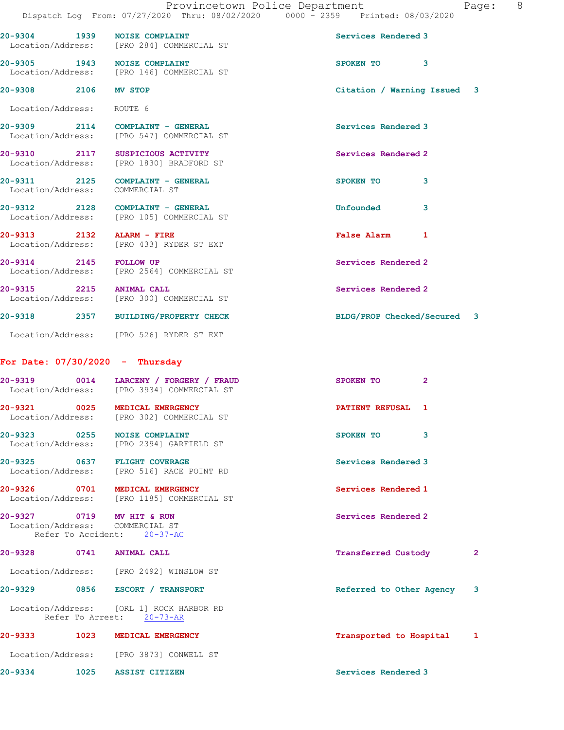20-9304 1939 NOISE COMPLAINT Services Rendered 3
Location/Address: [PRO 284] COMMERCIAL ST

20-9305 1943 NOISE COMPLAINT SPOKEN TO 3
Location/Address: [PRO 146] COMMERCIAL ST

20-9308 2106 MV STOP Citation / Warning Issued 3
Location/Address: ROUTE 6

20-9309 2114 COMPLAINT - GENERAL Services Rendered 3
Location/Address: [PRO 547] COMMERCIAL ST

20-9310 2117 SUSPICIOUS ACTIVITY Services Rendered 2
Location/Address: [PRO 1830] BRADFORD ST

20-9311 2125 COMPLAINT - GENERAL SPOKEN TO 3
Location/Address: COMMERCIAL ST

20-9312 2128 COMPLAINT - GENERAL Unfounded 3
Location/Address: [PRO 105] COMMERCIAL ST

20-9313 2132 ALARM - FIRE False Alarm 1
Location/Address: [PRO 433] RYDER ST EXT

20-9314 2145 FOLLOW UP Services Rendered 2
Location/Address: [PRO 2564] COMMERCIAL ST

20-9315 2215 ANIMAL CALL Services Rendered 2
Location/Address: [PRO 300] COMMERCIAL ST

20-9318 2357 BUILDING/PROPERTY CHECK BLDG/PROP Checked/Secured 3
Location/Address: [PRO 526] RYDER ST EXT

## For Date: 07/30/2020 - Thursday

20-9319 0014 LARCENY / FORGERY / FRAUD SPOKEN TO 2
Location/Address: [PRO 3934] COMMERCIAL ST

20-9321 0025 MEDICAL EMERGENCY PATIENT REFUSAL 1
Location/Address: [PRO 302] COMMERCIAL ST

20-9323 0255 NOISE COMPLAINT SPOKEN TO 3
Location/Address: [PRO 2394] GARFIELD ST

20-9325 0637 FLIGHT COVERAGE Services Rendered 3
Location/Address: [PRO 516] RACE POINT RD

20-9326 0701 MEDICAL EMERGENCY Services Rendered 1
Location/Address: [PRO 1185] COMMERCIAL ST

20-9327 0719 MV HIT & RUN Services Rendered 2
Location/Address: COMMERCIAL ST
Refer To Accident: 20-37-AC

20-9328 0741 ANIMAL CALL Transferred Custody 2
Location/Address: [PRO 2492] WINSLOW ST

20-9329 0856 ESCORT / TRANSPORT Referred to Other Agency 3
Location/Address: [ORL 1] ROCK HARBOR RD
Refer To Arrest: 20-73-AR

20-9333 1023 MEDICAL EMERGENCY Transported to Hospital 1
Location/Address: [PRO 3873] CONWELL ST

20-9334 1025 ASSIST CITIZEN Services Rendered 3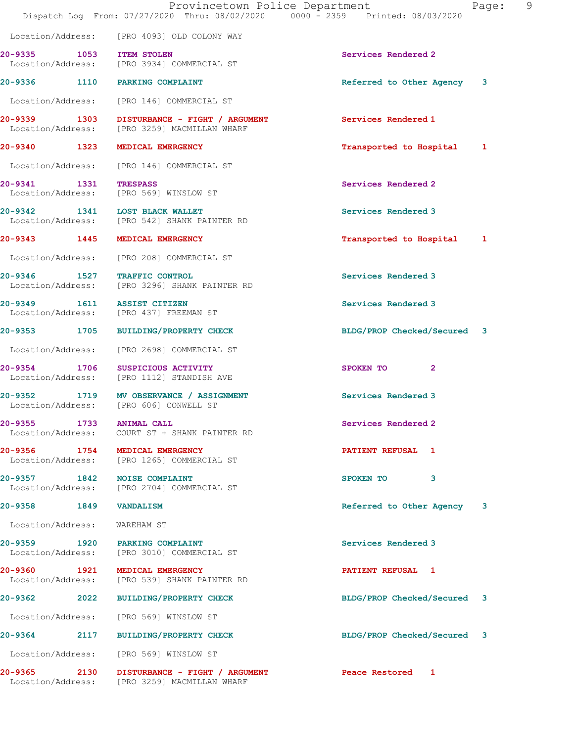Location/Address: [PRO 4093] OLD COLONY WAY

| Call Number | Time | Call Reason | Action | Priority |
|---|---|---|---|---|
| 20-9335 | 1053 | ITEM STOLEN | Services Rendered | 2 |
| Location/Address: [PRO 3934] COMMERCIAL ST | | | | |
| 20-9336 | 1110 | PARKING COMPLAINT | Referred to Other Agency | 3 |
| Location/Address: [PRO 146] COMMERCIAL ST | | | | |
| 20-9339 | 1303 | DISTURBANCE - FIGHT / ARGUMENT | Services Rendered | 1 |
| Location/Address: [PRO 3259] MACMILLAN WHARF | | | | |
| 20-9340 | 1323 | MEDICAL EMERGENCY | Transported to Hospital | 1 |
| Location/Address: [PRO 146] COMMERCIAL ST | | | | |
| 20-9341 | 1331 | TRESPASS | Services Rendered | 2 |
| Location/Address: [PRO 569] WINSLOW ST | | | | |
| 20-9342 | 1341 | LOST BLACK WALLET | Services Rendered | 3 |
| Location/Address: [PRO 542] SHANK PAINTER RD | | | | |
| 20-9343 | 1445 | MEDICAL EMERGENCY | Transported to Hospital | 1 |
| Location/Address: [PRO 208] COMMERCIAL ST | | | | |
| 20-9346 | 1527 | TRAFFIC CONTROL | Services Rendered | 3 |
| Location/Address: [PRO 3296] SHANK PAINTER RD | | | | |
| 20-9349 | 1611 | ASSIST CITIZEN | Services Rendered | 3 |
| Location/Address: [PRO 437] FREEMAN ST | | | | |
| 20-9353 | 1705 | BUILDING/PROPERTY CHECK | BLDG/PROP Checked/Secured | 3 |
| Location/Address: [PRO 2698] COMMERCIAL ST | | | | |
| 20-9354 | 1706 | SUSPICIOUS ACTIVITY | SPOKEN TO | 2 |
| Location/Address: [PRO 1112] STANDISH AVE | | | | |
| 20-9352 | 1719 | MV OBSERVANCE / ASSIGNMENT | Services Rendered | 3 |
| Location/Address: [PRO 606] CONWELL ST | | | | |
| 20-9355 | 1733 | ANIMAL CALL | Services Rendered | 2 |
| Location/Address: COURT ST + SHANK PAINTER RD | | | | |
| 20-9356 | 1754 | MEDICAL EMERGENCY | PATIENT REFUSAL | 1 |
| Location/Address: [PRO 1265] COMMERCIAL ST | | | | |
| 20-9357 | 1842 | NOISE COMPLAINT | SPOKEN TO | 3 |
| Location/Address: [PRO 2704] COMMERCIAL ST | | | | |
| 20-9358 | 1849 | VANDALISM | Referred to Other Agency | 3 |
| Location/Address: WAREHAM ST | | | | |
| 20-9359 | 1920 | PARKING COMPLAINT | Services Rendered | 3 |
| Location/Address: [PRO 3010] COMMERCIAL ST | | | | |
| 20-9360 | 1921 | MEDICAL EMERGENCY | PATIENT REFUSAL | 1 |
| Location/Address: [PRO 539] SHANK PAINTER RD | | | | |
| 20-9362 | 2022 | BUILDING/PROPERTY CHECK | BLDG/PROP Checked/Secured | 3 |
| Location/Address: [PRO 569] WINSLOW ST | | | | |
| 20-9364 | 2117 | BUILDING/PROPERTY CHECK | BLDG/PROP Checked/Secured | 3 |
| Location/Address: [PRO 569] WINSLOW ST | | | | |
| 20-9365 | 2130 | DISTURBANCE - FIGHT / ARGUMENT | Peace Restored | 1 |
| Location/Address: [PRO 3259] MACMILLAN WHARF | | | | |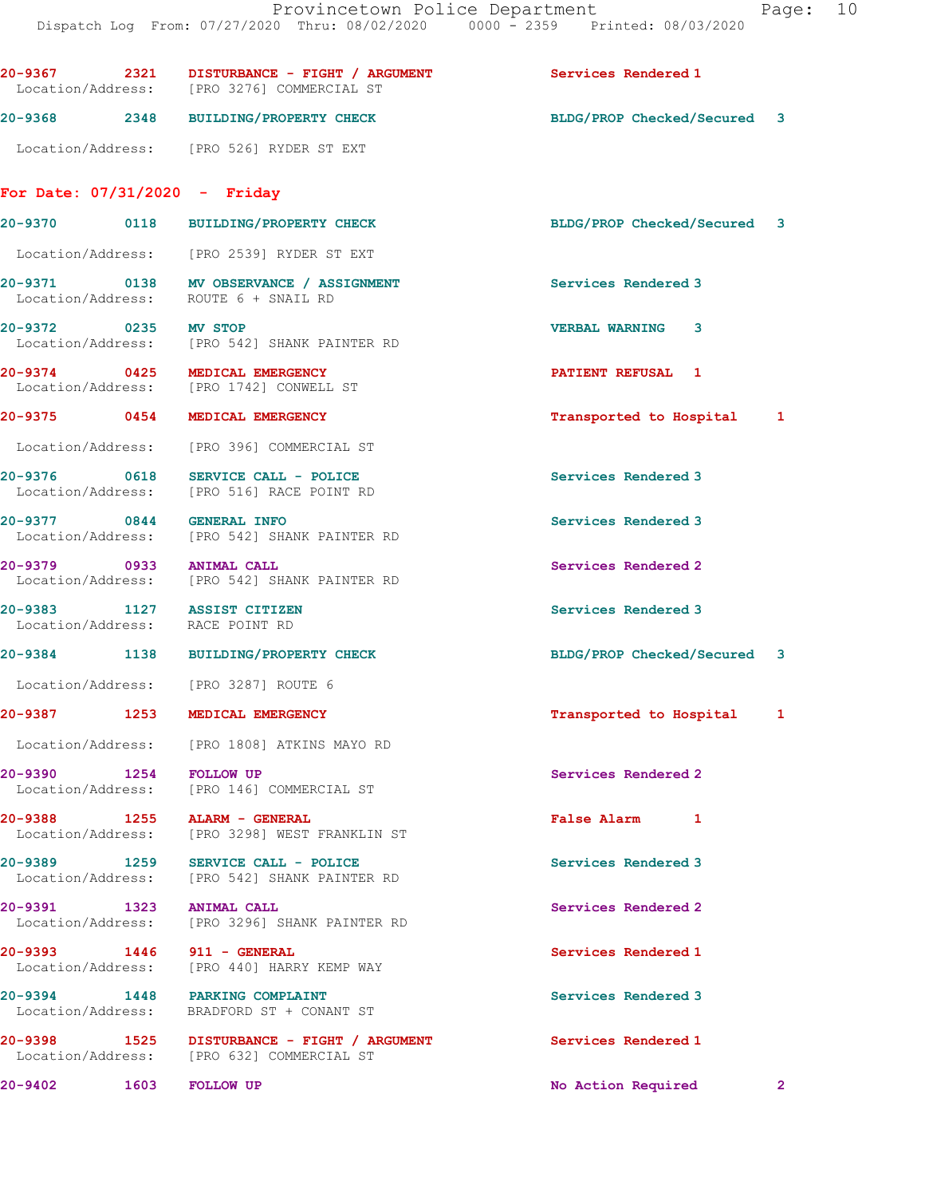20-9367 2321 DISTURBANCE - FIGHT / ARGUMENT Services Rendered 1
Location/Address: [PRO 3276] COMMERCIAL ST

20-9368 2348 BUILDING/PROPERTY CHECK BLDG/PROP Checked/Secured 3
Location/Address: [PRO 526] RYDER ST EXT

## For Date: 07/31/2020 - Friday

20-9370 0118 BUILDING/PROPERTY CHECK BLDG/PROP Checked/Secured 3
Location/Address: [PRO 2539] RYDER ST EXT

20-9371 0138 MV OBSERVANCE / ASSIGNMENT Services Rendered 3
Location/Address: ROUTE 6 + SNAIL RD

20-9372 0235 MV STOP VERBAL WARNING 3
Location/Address: [PRO 542] SHANK PAINTER RD

20-9374 0425 MEDICAL EMERGENCY PATIENT REFUSAL 1
Location/Address: [PRO 1742] CONWELL ST

20-9375 0454 MEDICAL EMERGENCY Transported to Hospital 1
Location/Address: [PRO 396] COMMERCIAL ST

20-9376 0618 SERVICE CALL - POLICE Services Rendered 3
Location/Address: [PRO 516] RACE POINT RD

20-9377 0844 GENERAL INFO Services Rendered 3
Location/Address: [PRO 542] SHANK PAINTER RD

20-9379 0933 ANIMAL CALL Services Rendered 2
Location/Address: [PRO 542] SHANK PAINTER RD

20-9383 1127 ASSIST CITIZEN Services Rendered 3
Location/Address: RACE POINT RD

20-9384 1138 BUILDING/PROPERTY CHECK BLDG/PROP Checked/Secured 3
Location/Address: [PRO 3287] ROUTE 6

20-9387 1253 MEDICAL EMERGENCY Transported to Hospital 1
Location/Address: [PRO 1808] ATKINS MAYO RD

20-9390 1254 FOLLOW UP Services Rendered 2
Location/Address: [PRO 146] COMMERCIAL ST

20-9388 1255 ALARM - GENERAL False Alarm 1
Location/Address: [PRO 3298] WEST FRANKLIN ST

20-9389 1259 SERVICE CALL - POLICE Services Rendered 3
Location/Address: [PRO 542] SHANK PAINTER RD

20-9391 1323 ANIMAL CALL Services Rendered 2
Location/Address: [PRO 3296] SHANK PAINTER RD

20-9393 1446 911 - GENERAL Services Rendered 1
Location/Address: [PRO 440] HARRY KEMP WAY

20-9394 1448 PARKING COMPLAINT Services Rendered 3
Location/Address: BRADFORD ST + CONANT ST

20-9398 1525 DISTURBANCE - FIGHT / ARGUMENT Services Rendered 1
Location/Address: [PRO 632] COMMERCIAL ST

20-9402 1603 FOLLOW UP No Action Required 2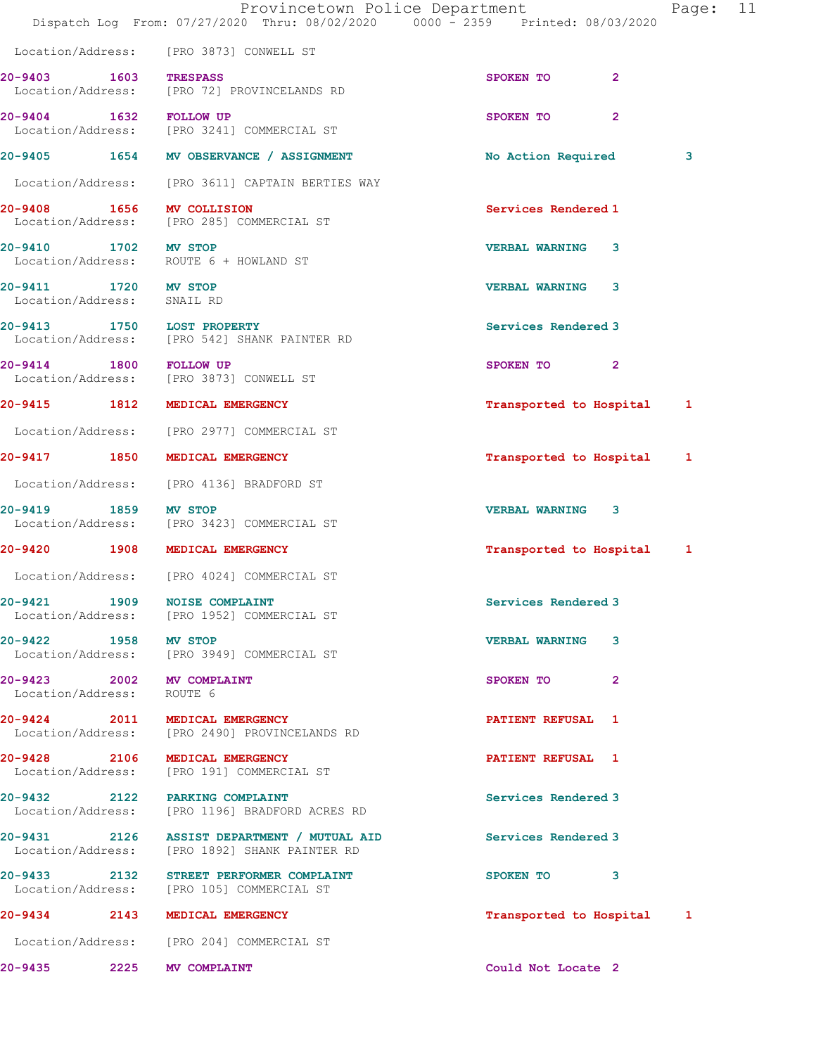Location/Address: [PRO 3873] CONWELL ST

| Call # | Time | Call Reason | Action | Priority |
|---|---|---|---|---|
| 20-9403 | 1603 | TRESPASS | SPOKEN TO | 2 |
| | | Location/Address: [PRO 72] PROVINCELANDS RD | | |
| 20-9404 | 1632 | FOLLOW UP | SPOKEN TO | 2 |
| | | Location/Address: [PRO 3241] COMMERCIAL ST | | |
| 20-9405 | 1654 | MV OBSERVANCE / ASSIGNMENT | No Action Required | 3 |
| | | Location/Address: [PRO 3611] CAPTAIN BERTIES WAY | | |
| 20-9408 | 1656 | MV COLLISION | Services Rendered | 1 |
| | | Location/Address: [PRO 285] COMMERCIAL ST | | |
| 20-9410 | 1702 | MV STOP | VERBAL WARNING | 3 |
| | | Location/Address: ROUTE 6 + HOWLAND ST | | |
| 20-9411 | 1720 | MV STOP | VERBAL WARNING | 3 |
| | | Location/Address: SNAIL RD | | |
| 20-9413 | 1750 | LOST PROPERTY | Services Rendered | 3 |
| | | Location/Address: [PRO 542] SHANK PAINTER RD | | |
| 20-9414 | 1800 | FOLLOW UP | SPOKEN TO | 2 |
| | | Location/Address: [PRO 3873] CONWELL ST | | |
| 20-9415 | 1812 | MEDICAL EMERGENCY | Transported to Hospital | 1 |
| | | Location/Address: [PRO 2977] COMMERCIAL ST | | |
| 20-9417 | 1850 | MEDICAL EMERGENCY | Transported to Hospital | 1 |
| | | Location/Address: [PRO 4136] BRADFORD ST | | |
| 20-9419 | 1859 | MV STOP | VERBAL WARNING | 3 |
| | | Location/Address: [PRO 3423] COMMERCIAL ST | | |
| 20-9420 | 1908 | MEDICAL EMERGENCY | Transported to Hospital | 1 |
| | | Location/Address: [PRO 4024] COMMERCIAL ST | | |
| 20-9421 | 1909 | NOISE COMPLAINT | Services Rendered | 3 |
| | | Location/Address: [PRO 1952] COMMERCIAL ST | | |
| 20-9422 | 1958 | MV STOP | VERBAL WARNING | 3 |
| | | Location/Address: [PRO 3949] COMMERCIAL ST | | |
| 20-9423 | 2002 | MV COMPLAINT | SPOKEN TO | 2 |
| | | Location/Address: ROUTE 6 | | |
| 20-9424 | 2011 | MEDICAL EMERGENCY | PATIENT REFUSAL | 1 |
| | | Location/Address: [PRO 2490] PROVINCELANDS RD | | |
| 20-9428 | 2106 | MEDICAL EMERGENCY | PATIENT REFUSAL | 1 |
| | | Location/Address: [PRO 191] COMMERCIAL ST | | |
| 20-9432 | 2122 | PARKING COMPLAINT | Services Rendered | 3 |
| | | Location/Address: [PRO 1196] BRADFORD ACRES RD | | |
| 20-9431 | 2126 | ASSIST DEPARTMENT / MUTUAL AID | Services Rendered | 3 |
| | | Location/Address: [PRO 1892] SHANK PAINTER RD | | |
| 20-9433 | 2132 | STREET PERFORMER COMPLAINT | SPOKEN TO | 3 |
| | | Location/Address: [PRO 105] COMMERCIAL ST | | |
| 20-9434 | 2143 | MEDICAL EMERGENCY | Transported to Hospital | 1 |
| | | Location/Address: [PRO 204] COMMERCIAL ST | | |
| 20-9435 | 2225 | MV COMPLAINT | Could Not Locate | 2 |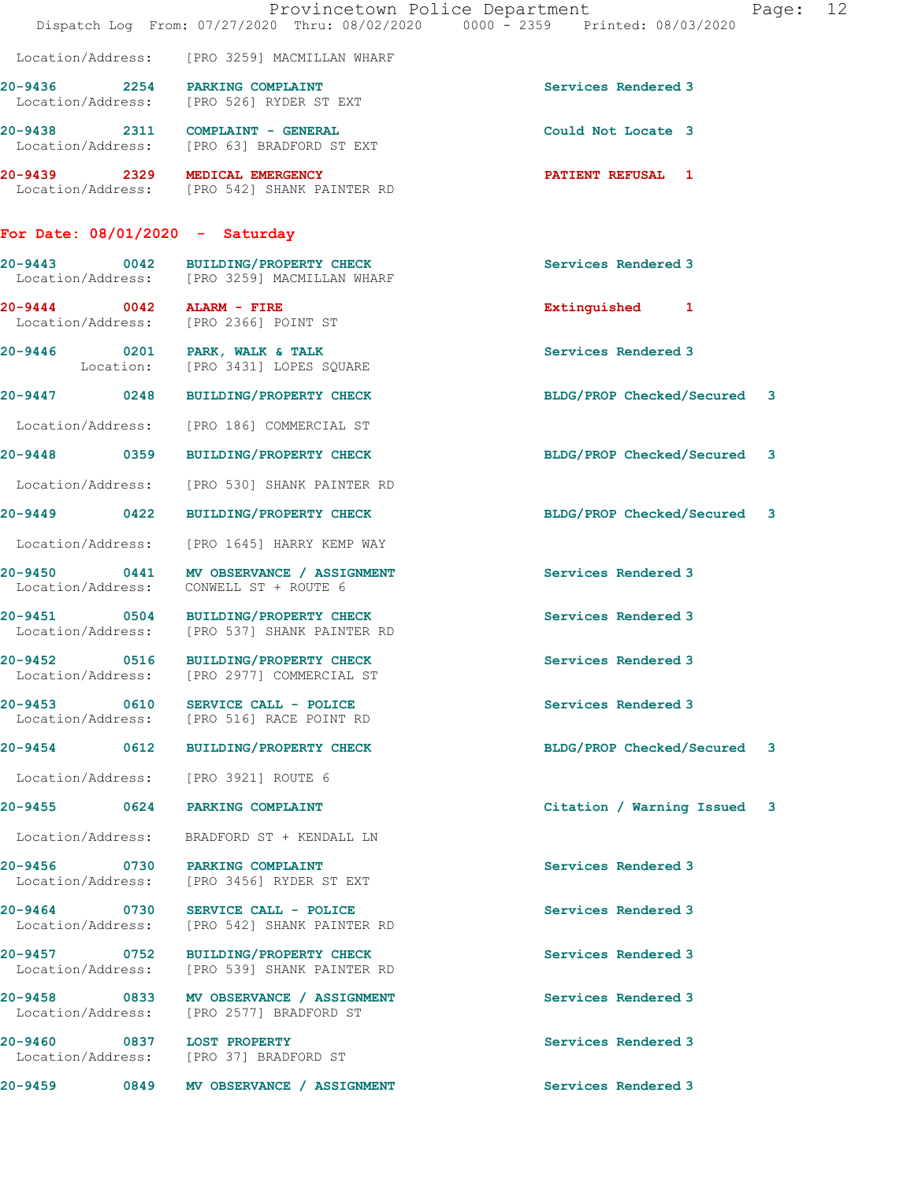Location/Address: [PRO 3259] MACMILLAN WHARF

**20-9436 2254 PARKING COMPLAINT** Services Rendered 3
Location/Address: [PRO 526] RYDER ST EXT

**20-9438 2311 COMPLAINT - GENERAL** Could Not Locate 3
Location/Address: [PRO 63] BRADFORD ST EXT

**20-9439 2329 MEDICAL EMERGENCY** PATIENT REFUSAL 1
Location/Address: [PRO 542] SHANK PAINTER RD

## For Date: 08/01/2020 - Saturday

**20-9443 0042 BUILDING/PROPERTY CHECK** Services Rendered 3
Location/Address: [PRO 3259] MACMILLAN WHARF

**20-9444 0042 ALARM - FIRE** Extinguished 1
Location/Address: [PRO 2366] POINT ST

**20-9446 0201 PARK, WALK & TALK** Services Rendered 3
Location: [PRO 3431] LOPES SQUARE

**20-9447 0248 BUILDING/PROPERTY CHECK** BLDG/PROP Checked/Secured 3
Location/Address: [PRO 186] COMMERCIAL ST

**20-9448 0359 BUILDING/PROPERTY CHECK** BLDG/PROP Checked/Secured 3
Location/Address: [PRO 530] SHANK PAINTER RD

**20-9449 0422 BUILDING/PROPERTY CHECK** BLDG/PROP Checked/Secured 3
Location/Address: [PRO 1645] HARRY KEMP WAY

**20-9450 0441 MV OBSERVANCE / ASSIGNMENT** Services Rendered 3
Location/Address: CONWELL ST + ROUTE 6

**20-9451 0504 BUILDING/PROPERTY CHECK** Services Rendered 3
Location/Address: [PRO 537] SHANK PAINTER RD

**20-9452 0516 BUILDING/PROPERTY CHECK** Services Rendered 3
Location/Address: [PRO 2977] COMMERCIAL ST

**20-9453 0610 SERVICE CALL - POLICE** Services Rendered 3
Location/Address: [PRO 516] RACE POINT RD

**20-9454 0612 BUILDING/PROPERTY CHECK** BLDG/PROP Checked/Secured 3
Location/Address: [PRO 3921] ROUTE 6

**20-9455 0624 PARKING COMPLAINT** Citation / Warning Issued 3
Location/Address: BRADFORD ST + KENDALL LN

**20-9456 0730 PARKING COMPLAINT** Services Rendered 3
Location/Address: [PRO 3456] RYDER ST EXT

**20-9464 0730 SERVICE CALL - POLICE** Services Rendered 3
Location/Address: [PRO 542] SHANK PAINTER RD

**20-9457 0752 BUILDING/PROPERTY CHECK** Services Rendered 3
Location/Address: [PRO 539] SHANK PAINTER RD

**20-9458 0833 MV OBSERVANCE / ASSIGNMENT** Services Rendered 3
Location/Address: [PRO 2577] BRADFORD ST

**20-9460 0837 LOST PROPERTY** Services Rendered 3
Location/Address: [PRO 37] BRADFORD ST

**20-9459 0849 MV OBSERVANCE / ASSIGNMENT** Services Rendered 3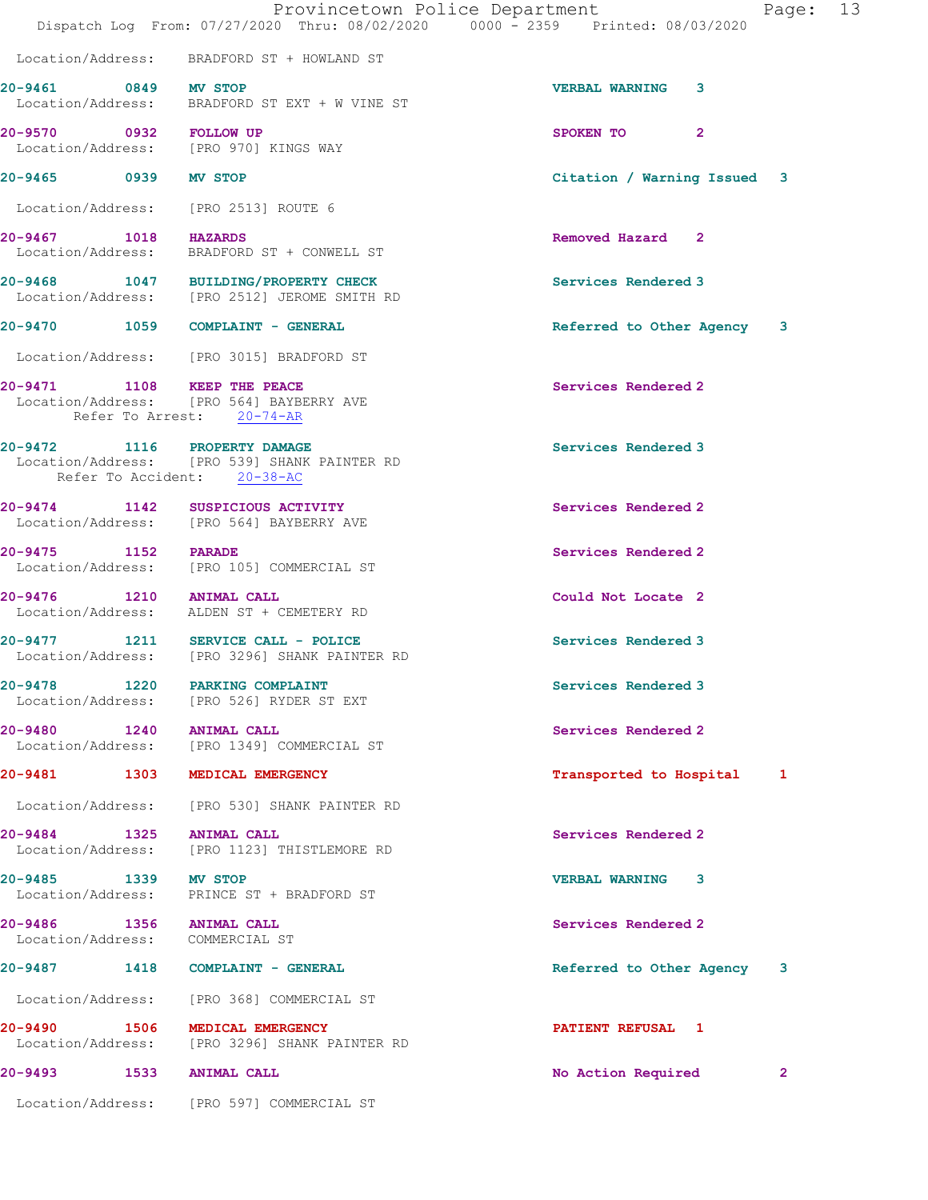Location/Address: BRADFORD ST + HOWLAND ST

**20-9461** 0849 **MV STOP** VERBAL WARNING 3
Location/Address: BRADFORD ST EXT + W VINE ST

**20-9570** 0932 **FOLLOW UP** SPOKEN TO 2
Location/Address: [PRO 970] KINGS WAY

**20-9465** 0939 **MV STOP** Citation / Warning Issued 3
Location/Address: [PRO 2513] ROUTE 6

**20-9467** 1018 **HAZARDS** Removed Hazard 2
Location/Address: BRADFORD ST + CONWELL ST

**20-9468** 1047 **BUILDING/PROPERTY CHECK** Services Rendered 3
Location/Address: [PRO 2512] JEROME SMITH RD

**20-9470** 1059 **COMPLAINT - GENERAL** Referred to Other Agency 3
Location/Address: [PRO 3015] BRADFORD ST

**20-9471** 1108 **KEEP THE PEACE** Services Rendered 2
Location/Address: [PRO 564] BAYBERRY AVE
Refer To Arrest: 20-74-AR

**20-9472** 1116 **PROPERTY DAMAGE** Services Rendered 3
Location/Address: [PRO 539] SHANK PAINTER RD
Refer To Accident: 20-38-AC

**20-9474** 1142 **SUSPICIOUS ACTIVITY** Services Rendered 2
Location/Address: [PRO 564] BAYBERRY AVE

**20-9475** 1152 **PARADE** Services Rendered 2
Location/Address: [PRO 105] COMMERCIAL ST

**20-9476** 1210 **ANIMAL CALL** Could Not Locate 2
Location/Address: ALDEN ST + CEMETERY RD

**20-9477** 1211 **SERVICE CALL - POLICE** Services Rendered 3
Location/Address: [PRO 3296] SHANK PAINTER RD

**20-9478** 1220 **PARKING COMPLAINT** Services Rendered 3
Location/Address: [PRO 526] RYDER ST EXT

**20-9480** 1240 **ANIMAL CALL** Services Rendered 2
Location/Address: [PRO 1349] COMMERCIAL ST

**20-9481** 1303 **MEDICAL EMERGENCY** Transported to Hospital 1
Location/Address: [PRO 530] SHANK PAINTER RD

**20-9484** 1325 **ANIMAL CALL** Services Rendered 2
Location/Address: [PRO 1123] THISTLEMORE RD

**20-9485** 1339 **MV STOP** VERBAL WARNING 3
Location/Address: PRINCE ST + BRADFORD ST

**20-9486** 1356 **ANIMAL CALL** Services Rendered 2
Location/Address: COMMERCIAL ST

**20-9487** 1418 **COMPLAINT - GENERAL** Referred to Other Agency 3
Location/Address: [PRO 368] COMMERCIAL ST

**20-9490** 1506 **MEDICAL EMERGENCY** PATIENT REFUSAL 1
Location/Address: [PRO 3296] SHANK PAINTER RD

**20-9493** 1533 **ANIMAL CALL** No Action Required 2
Location/Address: [PRO 597] COMMERCIAL ST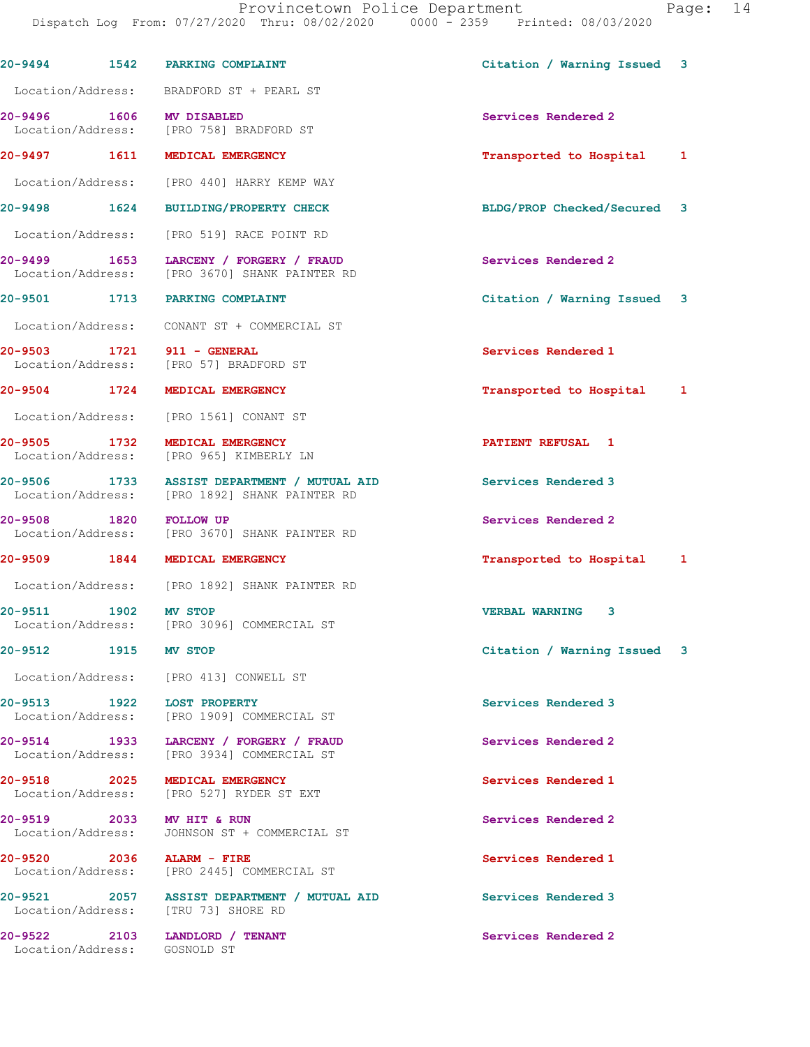| Call Number | Time | Call Reason | Action | Priority |
|---|---|---|---|---|
| 20-9494 | 1542 | PARKING COMPLAINT | Citation / Warning Issued | 3 |
| Location/Address: | | BRADFORD ST + PEARL ST | | |
| 20-9496 | 1606 | MV DISABLED | Services Rendered | 2 |
| Location/Address: | | [PRO 758] BRADFORD ST | | |
| 20-9497 | 1611 | MEDICAL EMERGENCY | Transported to Hospital | 1 |
| Location/Address: | | [PRO 440] HARRY KEMP WAY | | |
| 20-9498 | 1624 | BUILDING/PROPERTY CHECK | BLDG/PROP Checked/Secured | 3 |
| Location/Address: | | [PRO 519] RACE POINT RD | | |
| 20-9499 | 1653 | LARCENY / FORGERY / FRAUD | Services Rendered | 2 |
| Location/Address: | | [PRO 3670] SHANK PAINTER RD | | |
| 20-9501 | 1713 | PARKING COMPLAINT | Citation / Warning Issued | 3 |
| Location/Address: | | CONANT ST + COMMERCIAL ST | | |
| 20-9503 | 1721 | 911 - GENERAL | Services Rendered | 1 |
| Location/Address: | | [PRO 57] BRADFORD ST | | |
| 20-9504 | 1724 | MEDICAL EMERGENCY | Transported to Hospital | 1 |
| Location/Address: | | [PRO 1561] CONANT ST | | |
| 20-9505 | 1732 | MEDICAL EMERGENCY | PATIENT REFUSAL | 1 |
| Location/Address: | | [PRO 965] KIMBERLY LN | | |
| 20-9506 | 1733 | ASSIST DEPARTMENT / MUTUAL AID | Services Rendered | 3 |
| Location/Address: | | [PRO 1892] SHANK PAINTER RD | | |
| 20-9508 | 1820 | FOLLOW UP | Services Rendered | 2 |
| Location/Address: | | [PRO 3670] SHANK PAINTER RD | | |
| 20-9509 | 1844 | MEDICAL EMERGENCY | Transported to Hospital | 1 |
| Location/Address: | | [PRO 1892] SHANK PAINTER RD | | |
| 20-9511 | 1902 | MV STOP | VERBAL WARNING | 3 |
| Location/Address: | | [PRO 3096] COMMERCIAL ST | | |
| 20-9512 | 1915 | MV STOP | Citation / Warning Issued | 3 |
| Location/Address: | | [PRO 413] CONWELL ST | | |
| 20-9513 | 1922 | LOST PROPERTY | Services Rendered | 3 |
| Location/Address: | | [PRO 1909] COMMERCIAL ST | | |
| 20-9514 | 1933 | LARCENY / FORGERY / FRAUD | Services Rendered | 2 |
| Location/Address: | | [PRO 3934] COMMERCIAL ST | | |
| 20-9518 | 2025 | MEDICAL EMERGENCY | Services Rendered | 1 |
| Location/Address: | | [PRO 527] RYDER ST EXT | | |
| 20-9519 | 2033 | MV HIT & RUN | Services Rendered | 2 |
| Location/Address: | | JOHNSON ST + COMMERCIAL ST | | |
| 20-9520 | 2036 | ALARM - FIRE | Services Rendered | 1 |
| Location/Address: | | [PRO 2445] COMMERCIAL ST | | |
| 20-9521 | 2057 | ASSIST DEPARTMENT / MUTUAL AID | Services Rendered | 3 |
| Location/Address: | | [TRU 73] SHORE RD | | |
| 20-9522 | 2103 | LANDLORD / TENANT | Services Rendered | 2 |
| Location/Address: | | GOSNOLD ST | | |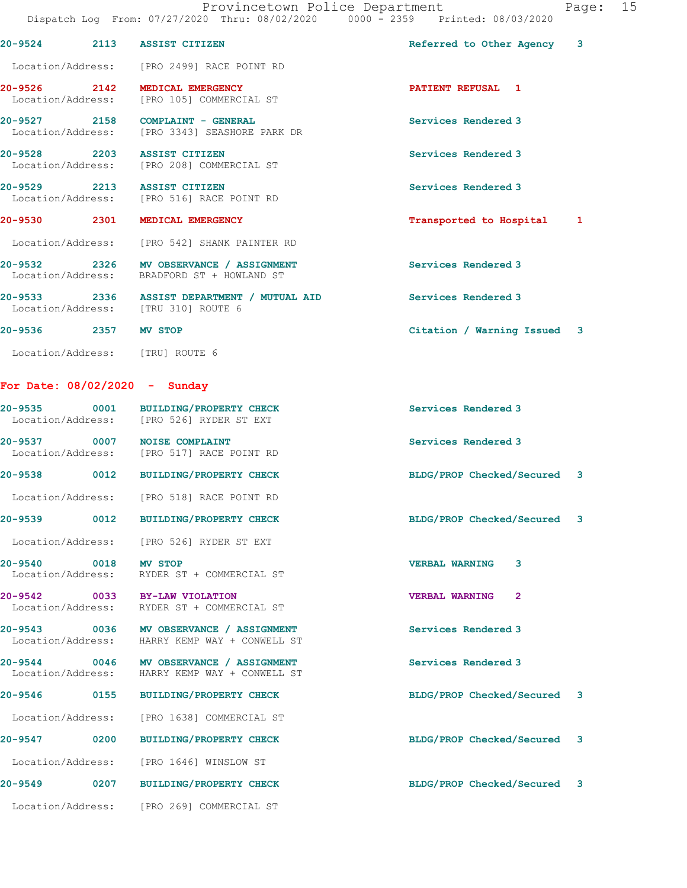20-9524 2113 ASSIST CITIZEN Referred to Other Agency 3

Location/Address: [PRO 2499] RACE POINT RD

20-9526 2142 MEDICAL EMERGENCY PATIENT REFUSAL 1
Location/Address: [PRO 105] COMMERCIAL ST

20-9527 2158 COMPLAINT - GENERAL Services Rendered 3
Location/Address: [PRO 3343] SEASHORE PARK DR

20-9528 2203 ASSIST CITIZEN Services Rendered 3
Location/Address: [PRO 208] COMMERCIAL ST

20-9529 2213 ASSIST CITIZEN Services Rendered 3
Location/Address: [PRO 516] RACE POINT RD

20-9530 2301 MEDICAL EMERGENCY Transported to Hospital 1

Location/Address: [PRO 542] SHANK PAINTER RD

20-9532 2326 MV OBSERVANCE / ASSIGNMENT Services Rendered 3
Location/Address: BRADFORD ST + HOWLAND ST

20-9533 2336 ASSIST DEPARTMENT / MUTUAL AID Services Rendered 3
Location/Address: [TRU 310] ROUTE 6

20-9536 2357 MV STOP Citation / Warning Issued 3

Location/Address: [TRU] ROUTE 6

## For Date: 08/02/2020 - Sunday

20-9535 0001 BUILDING/PROPERTY CHECK Services Rendered 3
Location/Address: [PRO 526] RYDER ST EXT

20-9537 0007 NOISE COMPLAINT Services Rendered 3
Location/Address: [PRO 517] RACE POINT RD

20-9538 0012 BUILDING/PROPERTY CHECK BLDG/PROP Checked/Secured 3

Location/Address: [PRO 518] RACE POINT RD

20-9539 0012 BUILDING/PROPERTY CHECK BLDG/PROP Checked/Secured 3

Location/Address: [PRO 526] RYDER ST EXT

20-9540 0018 MV STOP VERBAL WARNING 3
Location/Address: RYDER ST + COMMERCIAL ST

20-9542 0033 BY-LAW VIOLATION VERBAL WARNING 2
Location/Address: RYDER ST + COMMERCIAL ST

20-9543 0036 MV OBSERVANCE / ASSIGNMENT Services Rendered 3
Location/Address: HARRY KEMP WAY + CONWELL ST

20-9544 0046 MV OBSERVANCE / ASSIGNMENT Services Rendered 3
Location/Address: HARRY KEMP WAY + CONWELL ST

20-9546 0155 BUILDING/PROPERTY CHECK BLDG/PROP Checked/Secured 3

Location/Address: [PRO 1638] COMMERCIAL ST

20-9547 0200 BUILDING/PROPERTY CHECK BLDG/PROP Checked/Secured 3

Location/Address: [PRO 1646] WINSLOW ST

20-9549 0207 BUILDING/PROPERTY CHECK BLDG/PROP Checked/Secured 3

Location/Address: [PRO 269] COMMERCIAL ST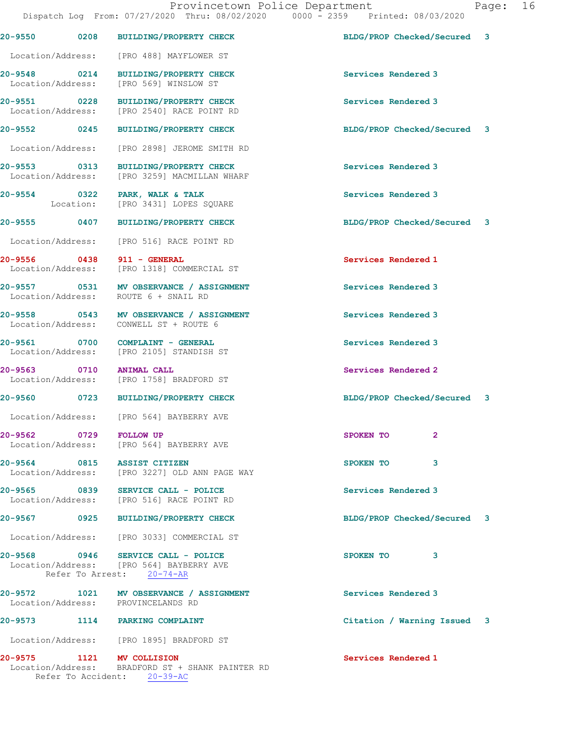20-9550 0208 BUILDING/PROPERTY CHECK BLDG/PROP Checked/Secured 3
Location/Address: [PRO 488] MAYFLOWER ST

20-9548 0214 BUILDING/PROPERTY CHECK Services Rendered 3
Location/Address: [PRO 569] WINSLOW ST

20-9551 0228 BUILDING/PROPERTY CHECK Services Rendered 3
Location/Address: [PRO 2540] RACE POINT RD

20-9552 0245 BUILDING/PROPERTY CHECK BLDG/PROP Checked/Secured 3
Location/Address: [PRO 2898] JEROME SMITH RD

20-9553 0313 BUILDING/PROPERTY CHECK Services Rendered 3
Location/Address: [PRO 3259] MACMILLAN WHARF

20-9554 0322 PARK, WALK & TALK Services Rendered 3
Location: [PRO 3431] LOPES SQUARE

20-9555 0407 BUILDING/PROPERTY CHECK BLDG/PROP Checked/Secured 3
Location/Address: [PRO 516] RACE POINT RD

20-9556 0438 911 - GENERAL Services Rendered 1
Location/Address: [PRO 1318] COMMERCIAL ST

20-9557 0531 MV OBSERVANCE / ASSIGNMENT Services Rendered 3
Location/Address: ROUTE 6 + SNAIL RD

20-9558 0543 MV OBSERVANCE / ASSIGNMENT Services Rendered 3
Location/Address: CONWELL ST + ROUTE 6

20-9561 0700 COMPLAINT - GENERAL Services Rendered 3
Location/Address: [PRO 2105] STANDISH ST

20-9563 0710 ANIMAL CALL Services Rendered 2
Location/Address: [PRO 1758] BRADFORD ST

20-9560 0723 BUILDING/PROPERTY CHECK BLDG/PROP Checked/Secured 3
Location/Address: [PRO 564] BAYBERRY AVE

20-9562 0729 FOLLOW UP SPOKEN TO 2
Location/Address: [PRO 564] BAYBERRY AVE

20-9564 0815 ASSIST CITIZEN SPOKEN TO 3
Location/Address: [PRO 3227] OLD ANN PAGE WAY

20-9565 0839 SERVICE CALL - POLICE Services Rendered 3
Location/Address: [PRO 516] RACE POINT RD

20-9567 0925 BUILDING/PROPERTY CHECK BLDG/PROP Checked/Secured 3
Location/Address: [PRO 3033] COMMERCIAL ST

20-9568 0946 SERVICE CALL - POLICE SPOKEN TO 3
Location/Address: [PRO 564] BAYBERRY AVE
Refer To Arrest: 20-74-AR

20-9572 1021 MV OBSERVANCE / ASSIGNMENT Services Rendered 3
Location/Address: PROVINCELANDS RD

20-9573 1114 PARKING COMPLAINT Citation / Warning Issued 3
Location/Address: [PRO 1895] BRADFORD ST

20-9575 1121 MV COLLISION Services Rendered 1
Location/Address: BRADFORD ST + SHANK PAINTER RD
Refer To Accident: 20-39-AC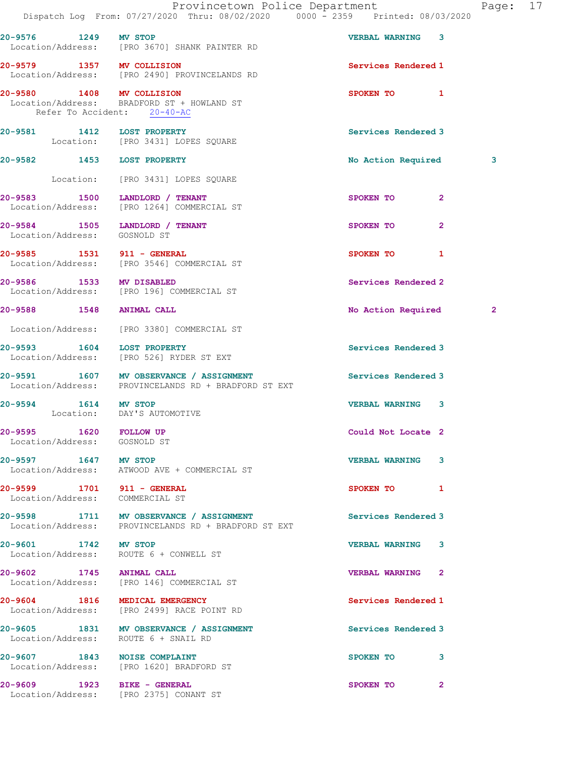Dispatch Log From: 07/27/2020 Thru: 08/02/2020 0000 - 2359 Printed: 08/03/2020

**20-9576 1249 MV STOP** VERBAL WARNING 3
Location/Address: [PRO 3670] SHANK PAINTER RD

**20-9579 1357 MV COLLISION** Services Rendered 1
Location/Address: [PRO 2490] PROVINCELANDS RD

**20-9580 1408 MV COLLISION** SPOKEN TO 1
Location/Address: BRADFORD ST + HOWLAND ST
Refer To Accident: 20-40-AC

**20-9581 1412 LOST PROPERTY** Services Rendered 3
Location: [PRO 3431] LOPES SQUARE

**20-9582 1453 LOST PROPERTY** No Action Required 3
Location: [PRO 3431] LOPES SQUARE

**20-9583 1500 LANDLORD / TENANT** SPOKEN TO 2
Location/Address: [PRO 1264] COMMERCIAL ST

**20-9584 1505 LANDLORD / TENANT** SPOKEN TO 2
Location/Address: GOSNOLD ST

**20-9585 1531 911 - GENERAL** SPOKEN TO 1
Location/Address: [PRO 3546] COMMERCIAL ST

**20-9586 1533 MV DISABLED** Services Rendered 2
Location/Address: [PRO 196] COMMERCIAL ST

**20-9588 1548 ANIMAL CALL** No Action Required 2
Location/Address: [PRO 3380] COMMERCIAL ST

**20-9593 1604 LOST PROPERTY** Services Rendered 3
Location/Address: [PRO 526] RYDER ST EXT

**20-9591 1607 MV OBSERVANCE / ASSIGNMENT** Services Rendered 3
Location/Address: PROVINCELANDS RD + BRADFORD ST EXT

**20-9594 1614 MV STOP** VERBAL WARNING 3
Location: DAY'S AUTOMOTIVE

**20-9595 1620 FOLLOW UP** Could Not Locate 2
Location/Address: GOSNOLD ST

**20-9597 1647 MV STOP** VERBAL WARNING 3
Location/Address: ATWOOD AVE + COMMERCIAL ST

**20-9599 1701 911 - GENERAL** SPOKEN TO 1
Location/Address: COMMERCIAL ST

**20-9598 1711 MV OBSERVANCE / ASSIGNMENT** Services Rendered 3
Location/Address: PROVINCELANDS RD + BRADFORD ST EXT

**20-9601 1742 MV STOP** VERBAL WARNING 3
Location/Address: ROUTE 6 + CONWELL ST

**20-9602 1745 ANIMAL CALL** VERBAL WARNING 2
Location/Address: [PRO 146] COMMERCIAL ST

**20-9604 1816 MEDICAL EMERGENCY** Services Rendered 1
Location/Address: [PRO 2499] RACE POINT RD

**20-9605 1831 MV OBSERVANCE / ASSIGNMENT** Services Rendered 3
Location/Address: ROUTE 6 + SNAIL RD

**20-9607 1843 NOISE COMPLAINT** SPOKEN TO 3
Location/Address: [PRO 1620] BRADFORD ST

**20-9609 1923 BIKE - GENERAL** SPOKEN TO 2
Location/Address: [PRO 2375] CONANT ST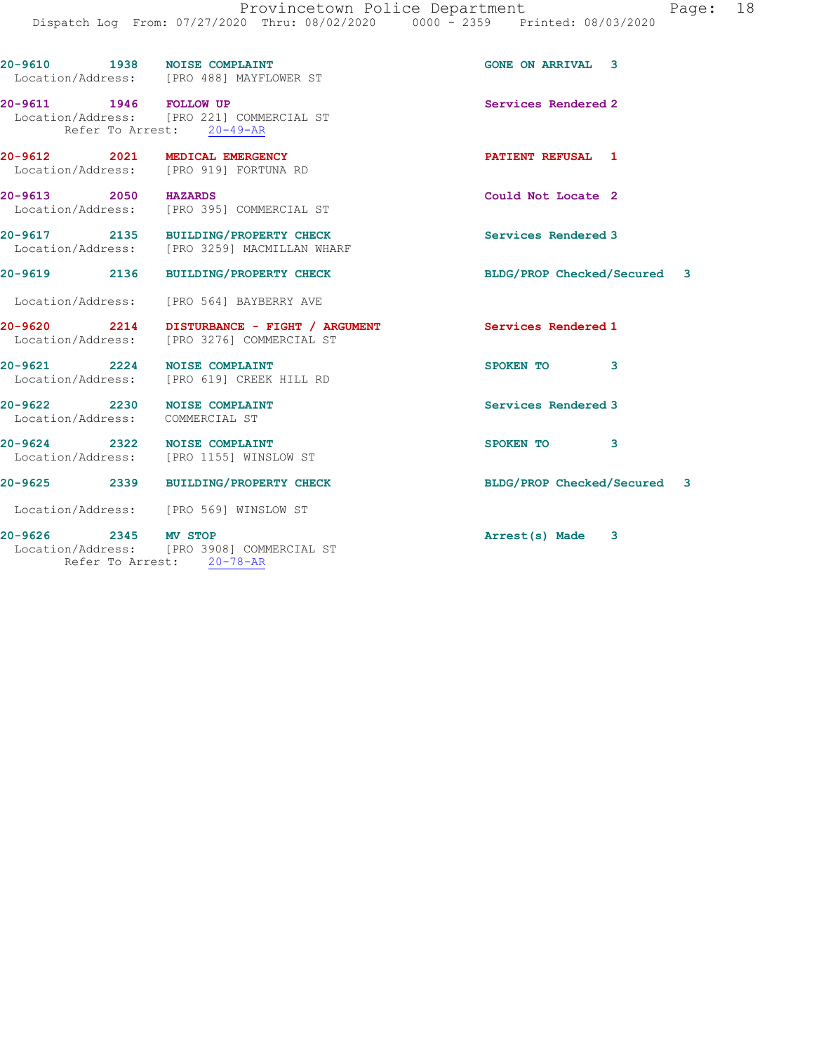20-9610 1938 **NOISE COMPLAINT** GONE ON ARRIVAL 3
Location/Address: [PRO 488] MAYFLOWER ST

20-9611 1946 **FOLLOW UP** Services Rendered 2
Location/Address: [PRO 221] COMMERCIAL ST
Refer To Arrest: 20-49-AR

20-9612 2021 **MEDICAL EMERGENCY** PATIENT REFUSAL 1
Location/Address: [PRO 919] FORTUNA RD

20-9613 2050 **HAZARDS** Could Not Locate 2
Location/Address: [PRO 395] COMMERCIAL ST

20-9617 2135 **BUILDING/PROPERTY CHECK** Services Rendered 3
Location/Address: [PRO 3259] MACMILLAN WHARF

20-9619 2136 **BUILDING/PROPERTY CHECK** BLDG/PROP Checked/Secured 3
Location/Address: [PRO 564] BAYBERRY AVE

20-9620 2214 **DISTURBANCE - FIGHT / ARGUMENT** Services Rendered 1
Location/Address: [PRO 3276] COMMERCIAL ST

20-9621 2224 **NOISE COMPLAINT** SPOKEN TO 3
Location/Address: [PRO 619] CREEK HILL RD

20-9622 2230 **NOISE COMPLAINT** Services Rendered 3
Location/Address: COMMERCIAL ST

20-9624 2322 **NOISE COMPLAINT** SPOKEN TO 3
Location/Address: [PRO 1155] WINSLOW ST

20-9625 2339 **BUILDING/PROPERTY CHECK** BLDG/PROP Checked/Secured 3
Location/Address: [PRO 569] WINSLOW ST

20-9626 2345 **MV STOP** Arrest(s) Made 3
Location/Address: [PRO 3908] COMMERCIAL ST
Refer To Arrest: 20-78-AR